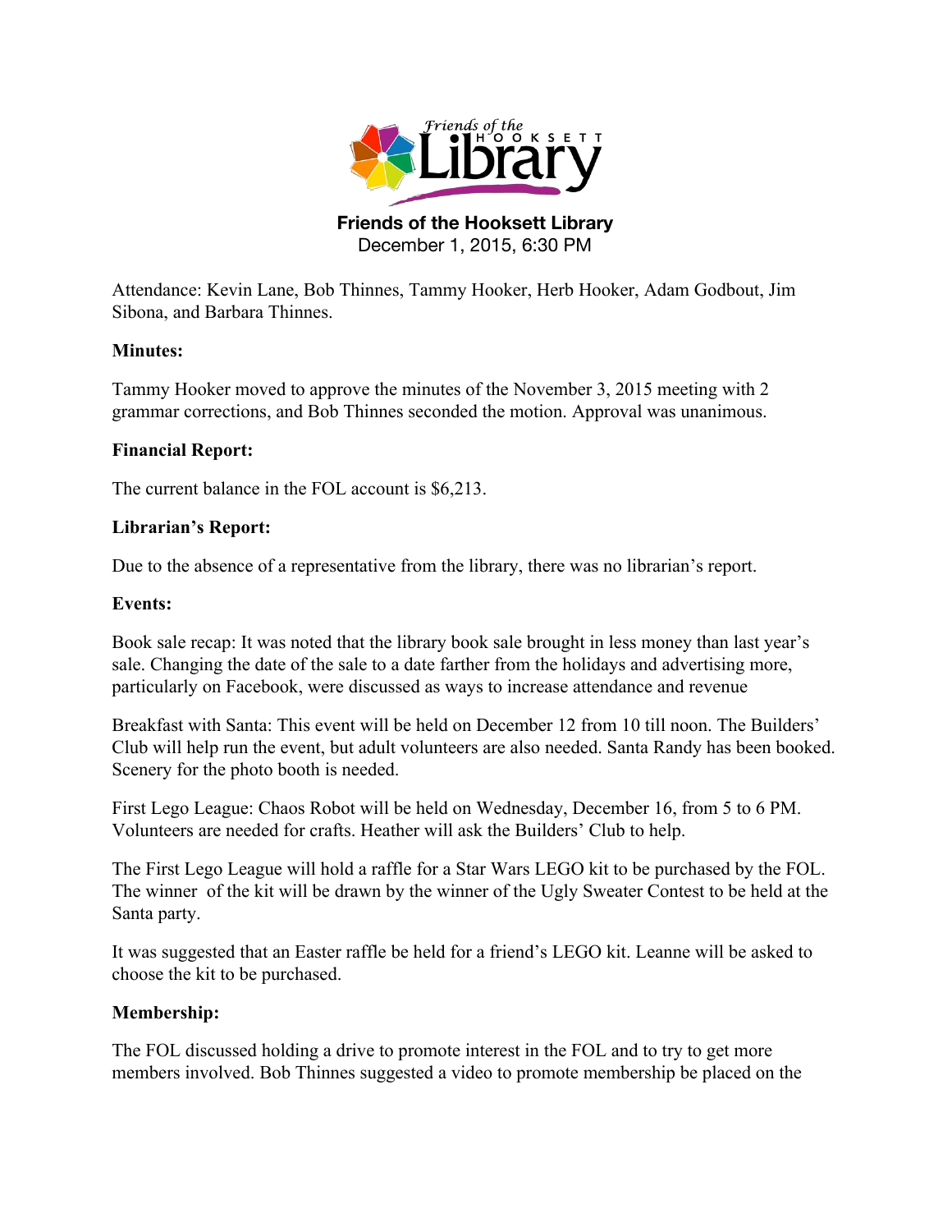**Friends of the Hooksett Library**
December 1, 2015, 6:30 PM

Attendance: Kevin Lane, Bob Thinnes, Tammy Hooker, Herb Hooker, Adam Godbout, Jim Sibona, and Barbara Thinnes.

**Minutes:**

Tammy Hooker moved to approve the minutes of the November 3, 2015 meeting with 2 grammar corrections, and Bob Thinnes seconded the motion. Approval was unanimous.

**Financial Report:**

The current balance in the FOL account is $6,213.

**Librarian's Report:**

Due to the absence of a representative from the library, there was no librarian's report.

**Events:**

Book sale recap: It was noted that the library book sale brought in less money than last year's sale. Changing the date of the sale to a date farther from the holidays and advertising more, particularly on Facebook, were discussed as ways to increase attendance and revenue

Breakfast with Santa: This event will be held on December 12 from 10 till noon. The Builders' Club will help run the event, but adult volunteers are also needed. Santa Randy has been booked. Scenery for the photo booth is needed.

First Lego League: Chaos Robot will be held on Wednesday, December 16, from 5 to 6 PM. Volunteers are needed for crafts. Heather will ask the Builders' Club to help.

The First Lego League will hold a raffle for a Star Wars LEGO kit to be purchased by the FOL. The winner of the kit will be drawn by the winner of the Ugly Sweater Contest to be held at the Santa party.

It was suggested that an Easter raffle be held for a friend's LEGO kit. Leanne will be asked to choose the kit to be purchased.

**Membership:**

The FOL discussed holding a drive to promote interest in the FOL and to try to get more members involved. Bob Thinnes suggested a video to promote membership be placed on the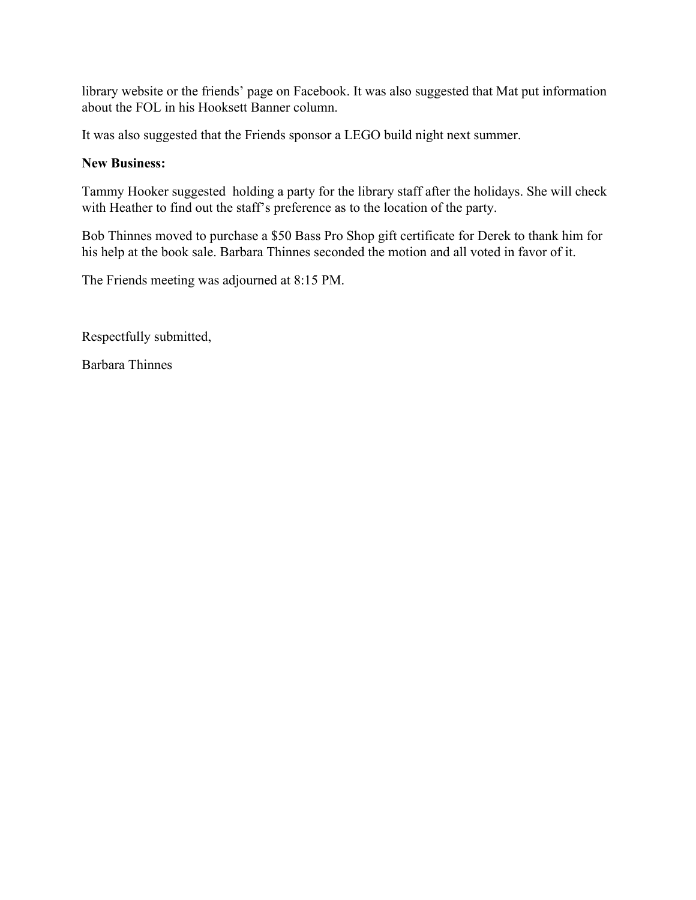library website or the friends' page on Facebook. It was also suggested that Mat put information about the FOL in his Hooksett Banner column.

It was also suggested that the Friends sponsor a LEGO build night next summer.

**New Business:**

Tammy Hooker suggested holding a party for the library staff after the holidays. She will check with Heather to find out the staff's preference as to the location of the party.

Bob Thinnes moved to purchase a $50 Bass Pro Shop gift certificate for Derek to thank him for his help at the book sale. Barbara Thinnes seconded the motion and all voted in favor of it.

The Friends meeting was adjourned at 8:15 PM.

Respectfully submitted,

Barbara Thinnes